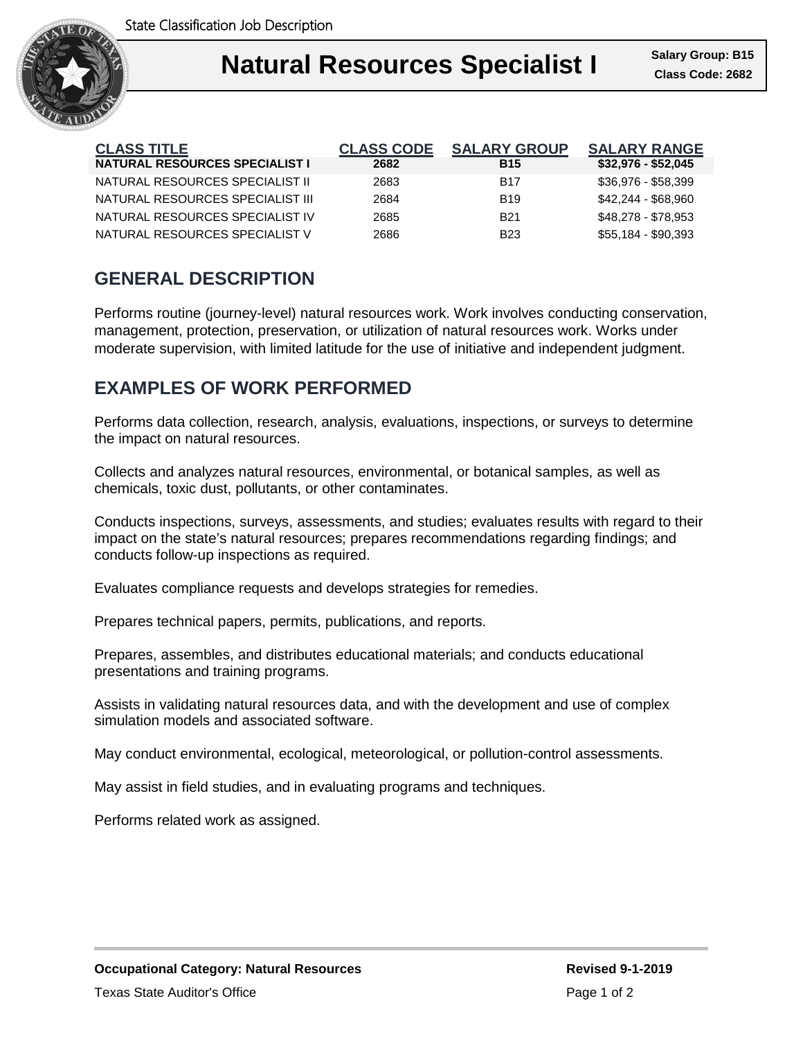State Classification Job Description

# Natural Resources Specialist I

**Salary Group: B15**
**Class Code: 2682**

| CLASS TITLE | CLASS CODE | SALARY GROUP | SALARY RANGE |
|---|---|---|---|
| **NATURAL RESOURCES SPECIALIST I** | **2682** | **B15** | **$32,976 - $52,045** |
| NATURAL RESOURCES SPECIALIST II | 2683 | B17 | $36,976 - $58,399 |
| NATURAL RESOURCES SPECIALIST III | 2684 | B19 | $42,244 - $68,960 |
| NATURAL RESOURCES SPECIALIST IV | 2685 | B21 | $48,278 - $78,953 |
| NATURAL RESOURCES SPECIALIST V | 2686 | B23 | $55,184 - $90,393 |

## GENERAL DESCRIPTION

Performs routine (journey-level) natural resources work. Work involves conducting conservation, management, protection, preservation, or utilization of natural resources work. Works under moderate supervision, with limited latitude for the use of initiative and independent judgment.

## EXAMPLES OF WORK PERFORMED

Performs data collection, research, analysis, evaluations, inspections, or surveys to determine the impact on natural resources.

Collects and analyzes natural resources, environmental, or botanical samples, as well as chemicals, toxic dust, pollutants, or other contaminates.

Conducts inspections, surveys, assessments, and studies; evaluates results with regard to their impact on the state's natural resources; prepares recommendations regarding findings; and conducts follow-up inspections as required.

Evaluates compliance requests and develops strategies for remedies.

Prepares technical papers, permits, publications, and reports.

Prepares, assembles, and distributes educational materials; and conducts educational presentations and training programs.

Assists in validating natural resources data, and with the development and use of complex simulation models and associated software.

May conduct environmental, ecological, meteorological, or pollution-control assessments.

May assist in field studies, and in evaluating programs and techniques.

Performs related work as assigned.

**Occupational Category: Natural Resources** **Revised 9-1-2019**

Texas State Auditor's Office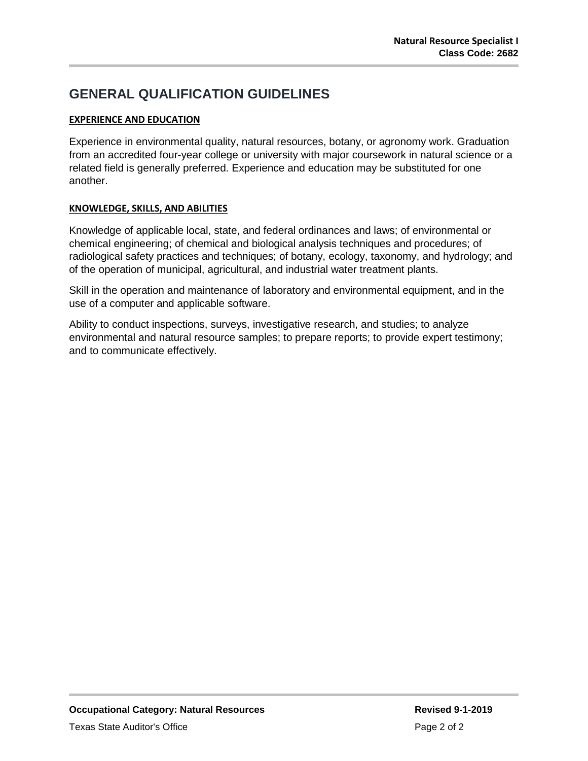# GENERAL QUALIFICATION GUIDELINES

## EXPERIENCE AND EDUCATION

Experience in environmental quality, natural resources, botany, or agronomy work. Graduation from an accredited four-year college or university with major coursework in natural science or a related field is generally preferred. Experience and education may be substituted for one another.

## KNOWLEDGE, SKILLS, AND ABILITIES

Knowledge of applicable local, state, and federal ordinances and laws; of environmental or chemical engineering; of chemical and biological analysis techniques and procedures; of radiological safety practices and techniques; of botany, ecology, taxonomy, and hydrology; and of the operation of municipal, agricultural, and industrial water treatment plants.

Skill in the operation and maintenance of laboratory and environmental equipment, and in the use of a computer and applicable software.

Ability to conduct inspections, surveys, investigative research, and studies; to analyze environmental and natural resource samples; to prepare reports; to provide expert testimony; and to communicate effectively.